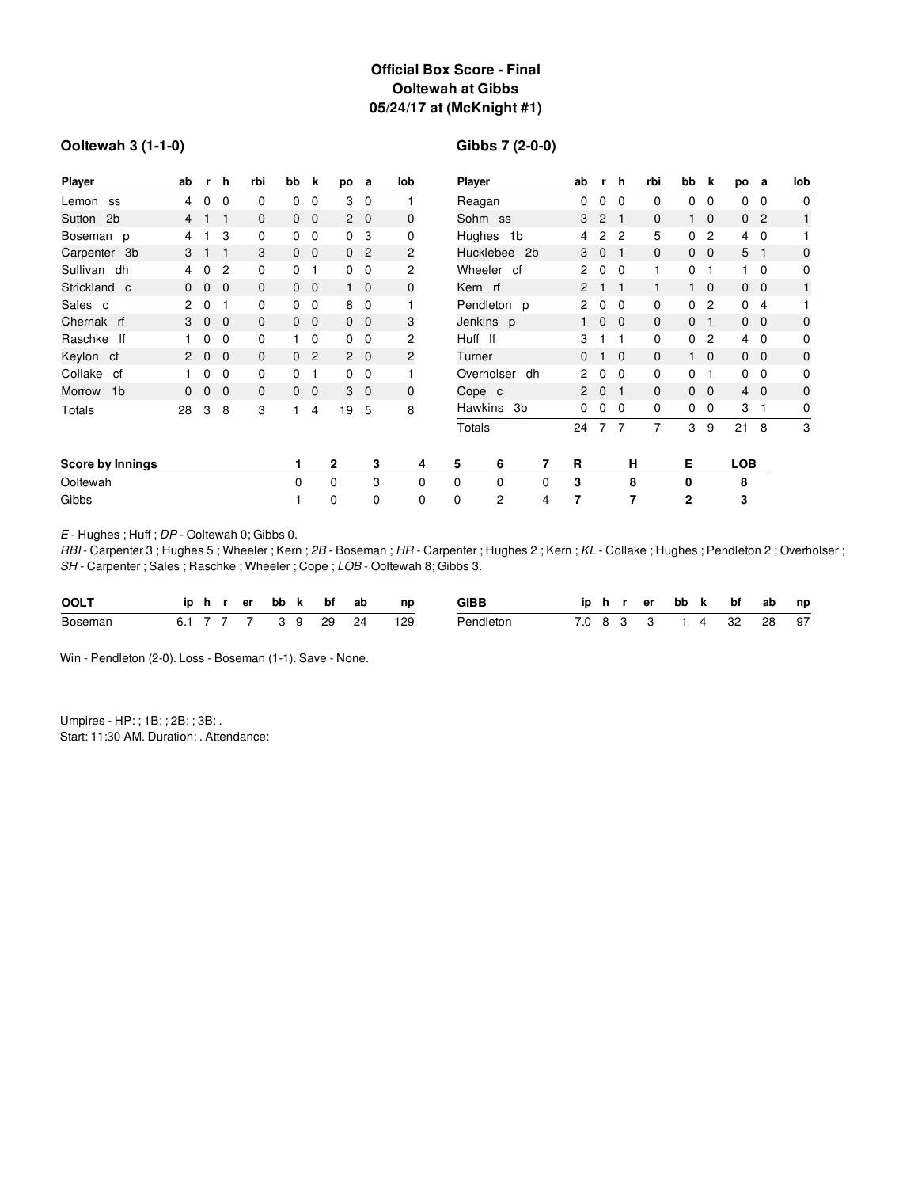# Official Box Score - Final
## Ooltewah at Gibbs
## 05/24/17 at (McKnight #1)

### Ooltewah 3 (1-1-0)

| Player | ab | r | h | rbi | bb | k | po | a | lob |
|---|---|---|---|---|---|---|---|---|---|
| Lemon ss | 4 | 0 | 0 | 0 | 0 | 0 | 3 | 0 | 1 |
| Sutton 2b | 4 | 1 | 1 | 0 | 0 | 0 | 2 | 0 | 0 |
| Boseman p | 4 | 1 | 3 | 0 | 0 | 0 | 0 | 3 | 0 |
| Carpenter 3b | 3 | 1 | 1 | 3 | 0 | 0 | 0 | 2 | 2 |
| Sullivan dh | 4 | 0 | 2 | 0 | 0 | 1 | 0 | 0 | 2 |
| Strickland c | 0 | 0 | 0 | 0 | 0 | 0 | 1 | 0 | 0 |
| Sales c | 2 | 0 | 1 | 0 | 0 | 0 | 8 | 0 | 1 |
| Chernak rf | 3 | 0 | 0 | 0 | 0 | 0 | 0 | 0 | 3 |
| Raschke lf | 1 | 0 | 0 | 0 | 1 | 0 | 0 | 0 | 2 |
| Keylon cf | 2 | 0 | 0 | 0 | 0 | 2 | 2 | 0 | 2 |
| Collake cf | 1 | 0 | 0 | 0 | 0 | 1 | 0 | 0 | 1 |
| Morrow 1b | 0 | 0 | 0 | 0 | 0 | 0 | 3 | 0 | 0 |
| Totals | 28 | 3 | 8 | 3 | 1 | 4 | 19 | 5 | 8 |

### Gibbs 7 (2-0-0)

| Player | ab | r | h | rbi | bb | k | po | a | lob |
|---|---|---|---|---|---|---|---|---|---|
| Reagan | 0 | 0 | 0 | 0 | 0 | 0 | 0 | 0 | 0 |
| Sohm ss | 3 | 2 | 1 | 0 | 1 | 0 | 0 | 2 | 1 |
| Hughes 1b | 4 | 2 | 2 | 5 | 0 | 2 | 4 | 0 | 1 |
| Hucklebee 2b | 3 | 0 | 1 | 0 | 0 | 0 | 5 | 1 | 0 |
| Wheeler cf | 2 | 0 | 0 | 1 | 0 | 1 | 1 | 0 | 0 |
| Kern rf | 2 | 1 | 1 | 1 | 1 | 0 | 0 | 0 | 1 |
| Pendleton p | 2 | 0 | 0 | 0 | 0 | 2 | 0 | 4 | 1 |
| Jenkins p | 1 | 0 | 0 | 0 | 0 | 1 | 0 | 0 | 0 |
| Huff lf | 3 | 1 | 1 | 0 | 0 | 2 | 4 | 0 | 0 |
| Turner | 0 | 1 | 0 | 0 | 1 | 0 | 0 | 0 | 0 |
| Overholser dh | 2 | 0 | 0 | 0 | 0 | 1 | 0 | 0 | 0 |
| Cope c | 2 | 0 | 1 | 0 | 0 | 0 | 4 | 0 | 0 |
| Hawkins 3b | 0 | 0 | 0 | 0 | 0 | 0 | 3 | 1 | 0 |
| Totals | 24 | 7 | 7 | 7 | 3 | 9 | 21 | 8 | 3 |

| Score by Innings | 1 | 2 | 3 | 4 | 5 | 6 | 7 | R | H | E | LOB |
|---|---|---|---|---|---|---|---|---|---|---|---|
| Ooltewah | 0 | 0 | 3 | 0 | 0 | 0 | 0 | **3** | **8** | **0** | **8** |
| Gibbs | 1 | 0 | 0 | 0 | 0 | 2 | 4 | **7** | **7** | **2** | **3** |

*E* - Hughes ; Huff ; *DP* - Ooltewah 0; Gibbs 0.
*RBI* - Carpenter 3 ; Hughes 5 ; Wheeler ; Kern ; *2B* - Boseman ; *HR* - Carpenter ; Hughes 2 ; Kern ; *KL* - Collake ; Hughes ; Pendleton 2 ; Overholser ; *SH* - Carpenter ; Sales ; Raschke ; Wheeler ; Cope ; *LOB* - Ooltewah 8; Gibbs 3.

| OOLT | ip | h | r | er | bb | k | bf | ab | np |
|---|---|---|---|---|---|---|---|---|---|
| Boseman | 6.1 | 7 | 7 | 7 | 3 | 9 | 29 | 24 | 129 |

| GIBB | ip | h | r | er | bb | k | bf | ab | np |
|---|---|---|---|---|---|---|---|---|---|
| Pendleton | 7.0 | 8 | 3 | 3 | 1 | 4 | 32 | 28 | 97 |

Win - Pendleton (2-0). Loss - Boseman (1-1). Save - None.

Umpires - HP: ; 1B: ; 2B: ; 3B: .
Start: 11:30 AM. Duration: . Attendance: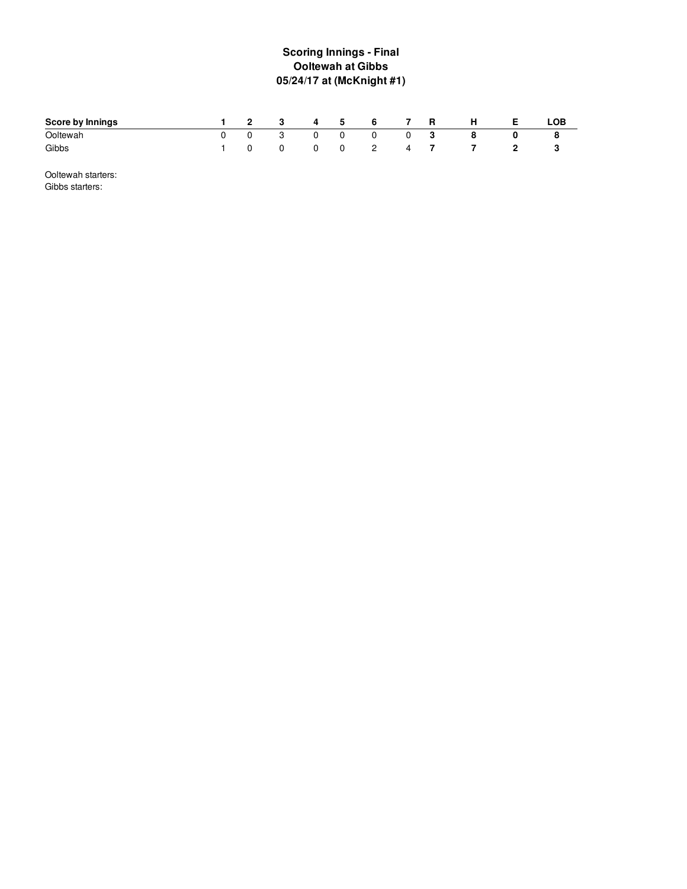**Scoring Innings - Final**
**Ooltewah at Gibbs**
**05/24/17 at (McKnight #1)**

| Score by Innings | 1 | 2 | 3 | 4 | 5 | 6 | 7 | R | H | E | LOB |
|---|---|---|---|---|---|---|---|---|---|---|---|
| Ooltewah | 0 | 0 | 3 | 0 | 0 | 0 | 0 | **3** | **8** | **0** | **8** |
| Gibbs | 1 | 0 | 0 | 0 | 0 | 2 | 4 | **7** | **7** | **2** | **3** |

Ooltewah starters:
Gibbs starters: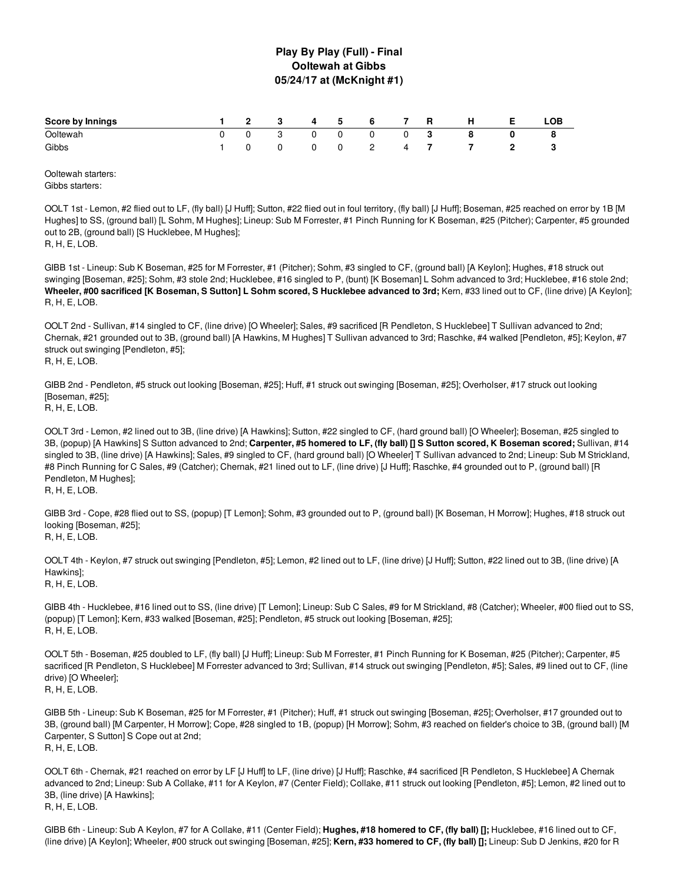# Play By Play (Full) - Final
## Ooltewah at Gibbs
### 05/24/17 at (McKnight #1)

| Score by Innings | 1 | 2 | 3 | 4 | 5 | 6 | 7 | R | H | E | LOB |
|---|---|---|---|---|---|---|---|---|---|---|---|
| Ooltewah | 0 | 0 | 3 | 0 | 0 | 0 | 0 | **3** | **8** | **0** | **8** |
| Gibbs | 1 | 0 | 0 | 0 | 0 | 2 | 4 | **7** | **7** | **2** | **3** |

Ooltewah starters:
Gibbs starters:

OOLT 1st - Lemon, #2 flied out to LF, (fly ball) [J Huff]; Sutton, #22 flied out in foul territory, (fly ball) [J Huff]; Boseman, #25 reached on error by 1B [M Hughes] to SS, (ground ball) [L Sohm, M Hughes]; Lineup: Sub M Forrester, #1 Pinch Running for K Boseman, #25 (Pitcher); Carpenter, #5 grounded out to 2B, (ground ball) [S Hucklebee, M Hughes];
R, H, E, LOB.

GIBB 1st - Lineup: Sub K Boseman, #25 for M Forrester, #1 (Pitcher); Sohm, #3 singled to CF, (ground ball) [A Keylon]; Hughes, #18 struck out swinging [Boseman, #25]; Sohm, #3 stole 2nd; Hucklebee, #16 singled to P, (bunt) [K Boseman] L Sohm advanced to 3rd; Hucklebee, #16 stole 2nd; **Wheeler, #00 sacrificed [K Boseman, S Sutton] L Sohm scored, S Hucklebee advanced to 3rd;** Kern, #33 lined out to CF, (line drive) [A Keylon];
R, H, E, LOB.

OOLT 2nd - Sullivan, #14 singled to CF, (line drive) [O Wheeler]; Sales, #9 sacrificed [R Pendleton, S Hucklebee] T Sullivan advanced to 2nd; Chernak, #21 grounded out to 3B, (ground ball) [A Hawkins, M Hughes] T Sullivan advanced to 3rd; Raschke, #4 walked [Pendleton, #5]; Keylon, #7 struck out swinging [Pendleton, #5];
R, H, E, LOB.

GIBB 2nd - Pendleton, #5 struck out looking [Boseman, #25]; Huff, #1 struck out swinging [Boseman, #25]; Overholser, #17 struck out looking [Boseman, #25];
R, H, E, LOB.

OOLT 3rd - Lemon, #2 lined out to 3B, (line drive) [A Hawkins]; Sutton, #22 singled to CF, (hard ground ball) [O Wheeler]; Boseman, #25 singled to 3B, (popup) [A Hawkins] S Sutton advanced to 2nd; **Carpenter, #5 homered to LF, (fly ball) [] S Sutton scored, K Boseman scored;** Sullivan, #14 singled to 3B, (line drive) [A Hawkins]; Sales, #9 singled to CF, (hard ground ball) [O Wheeler] T Sullivan advanced to 2nd; Lineup: Sub M Strickland, #8 Pinch Running for C Sales, #9 (Catcher); Chernak, #21 lined out to LF, (line drive) [J Huff]; Raschke, #4 grounded out to P, (ground ball) [R Pendleton, M Hughes];
R, H, E, LOB.

GIBB 3rd - Cope, #28 flied out to SS, (popup) [T Lemon]; Sohm, #3 grounded out to P, (ground ball) [K Boseman, H Morrow]; Hughes, #18 struck out looking [Boseman, #25];
R, H, E, LOB.

OOLT 4th - Keylon, #7 struck out swinging [Pendleton, #5]; Lemon, #2 lined out to LF, (line drive) [J Huff]; Sutton, #22 lined out to 3B, (line drive) [A Hawkins];
R, H, E, LOB.

GIBB 4th - Hucklebee, #16 lined out to SS, (line drive) [T Lemon]; Lineup: Sub C Sales, #9 for M Strickland, #8 (Catcher); Wheeler, #00 flied out to SS, (popup) [T Lemon]; Kern, #33 walked [Boseman, #25]; Pendleton, #5 struck out looking [Boseman, #25];
R, H, E, LOB.

OOLT 5th - Boseman, #25 doubled to LF, (fly ball) [J Huff]; Lineup: Sub M Forrester, #1 Pinch Running for K Boseman, #25 (Pitcher); Carpenter, #5 sacrificed [R Pendleton, S Hucklebee] M Forrester advanced to 3rd; Sullivan, #14 struck out swinging [Pendleton, #5]; Sales, #9 lined out to CF, (line drive) [O Wheeler];
R, H, E, LOB.

GIBB 5th - Lineup: Sub K Boseman, #25 for M Forrester, #1 (Pitcher); Huff, #1 struck out swinging [Boseman, #25]; Overholser, #17 grounded out to 3B, (ground ball) [M Carpenter, H Morrow]; Cope, #28 singled to 1B, (popup) [H Morrow]; Sohm, #3 reached on fielder's choice to 3B, (ground ball) [M Carpenter, S Sutton] S Cope out at 2nd;
R, H, E, LOB.

OOLT 6th - Chernak, #21 reached on error by LF [J Huff] to LF, (line drive) [J Huff]; Raschke, #4 sacrificed [R Pendleton, S Hucklebee] A Chernak advanced to 2nd; Lineup: Sub A Collake, #11 for A Keylon, #7 (Center Field); Collake, #11 struck out looking [Pendleton, #5]; Lemon, #2 lined out to 3B, (line drive) [A Hawkins];
R, H, E, LOB.

GIBB 6th - Lineup: Sub A Keylon, #7 for A Collake, #11 (Center Field); **Hughes, #18 homered to CF, (fly ball) [];** Hucklebee, #16 lined out to CF, (line drive) [A Keylon]; Wheeler, #00 struck out swinging [Boseman, #25]; **Kern, #33 homered to CF, (fly ball) [];** Lineup: Sub D Jenkins, #20 for R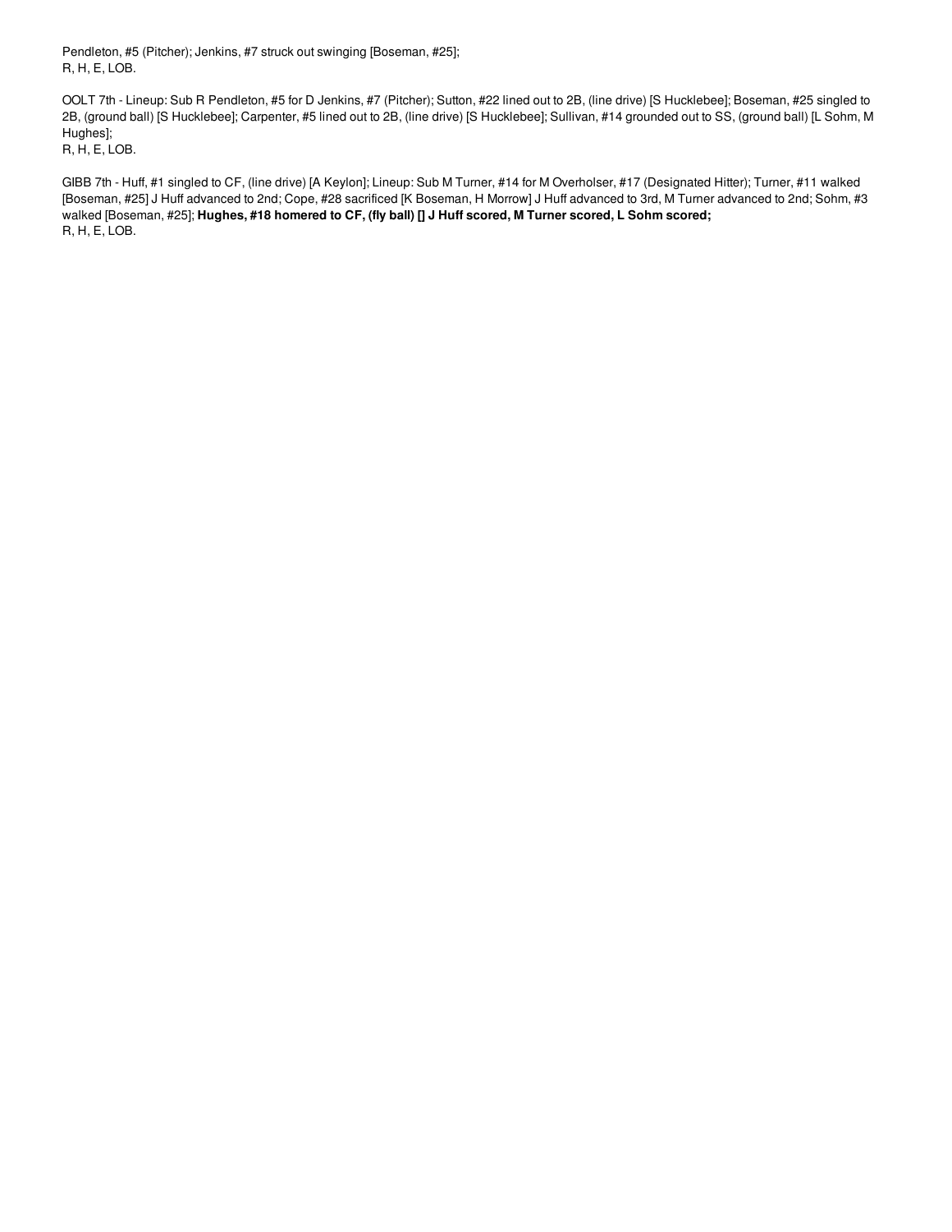Pendleton, #5 (Pitcher); Jenkins, #7 struck out swinging [Boseman, #25];
R, H, E, LOB.

OOLT 7th - Lineup: Sub R Pendleton, #5 for D Jenkins, #7 (Pitcher); Sutton, #22 lined out to 2B, (line drive) [S Hucklebee]; Boseman, #25 singled to 2B, (ground ball) [S Hucklebee]; Carpenter, #5 lined out to 2B, (line drive) [S Hucklebee]; Sullivan, #14 grounded out to SS, (ground ball) [L Sohm, M Hughes];
R, H, E, LOB.

GIBB 7th - Huff, #1 singled to CF, (line drive) [A Keylon]; Lineup: Sub M Turner, #14 for M Overholser, #17 (Designated Hitter); Turner, #11 walked [Boseman, #25] J Huff advanced to 2nd; Cope, #28 sacrificed [K Boseman, H Morrow] J Huff advanced to 3rd, M Turner advanced to 2nd; Sohm, #3 walked [Boseman, #25]; **Hughes, #18 homered to CF, (fly ball) [] J Huff scored, M Turner scored, L Sohm scored;**
R, H, E, LOB.